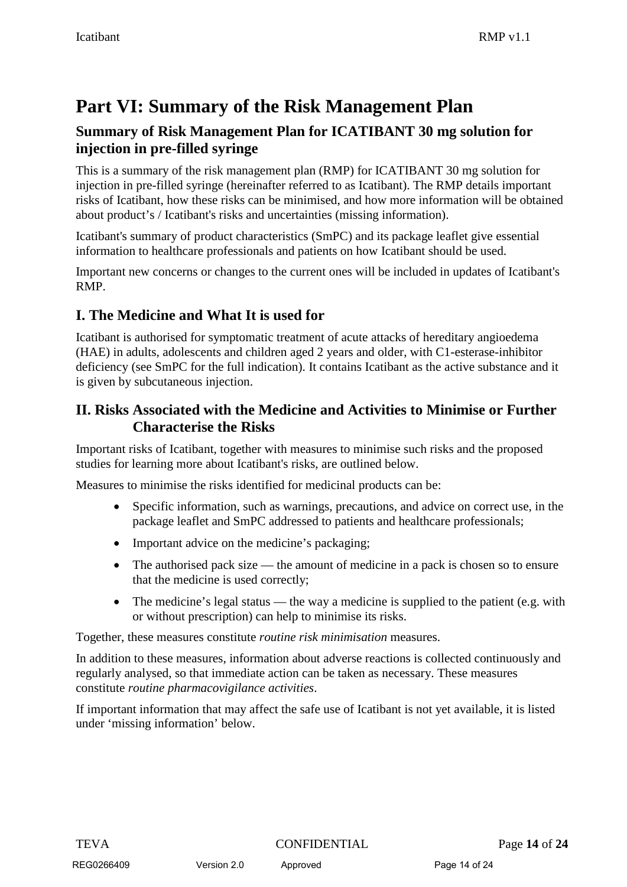# Part VI: Summary of the Risk Management Plan

## Summary of Risk Management Plan for ICATIBANT 30 mg solution for injection in pre-filled syringe

This is a summary of the risk management plan (RMP) for ICATIBANT 30 mg solution for injection in pre-filled syringe (hereinafter referred to as Icatibant). The RMP details important risks of Icatibant, how these risks can be minimised, and how more information will be obtained about product’s / Icatibant's risks and uncertainties (missing information).

Icatibant's summary of product characteristics (SmPC) and its package leaflet give essential information to healthcare professionals and patients on how Icatibant should be used.

Important new concerns or changes to the current ones will be included in updates of Icatibant's RMP.

## I. The Medicine and What It is used for

Icatibant is authorised for symptomatic treatment of acute attacks of hereditary angioedema (HAE) in adults, adolescents and children aged 2 years and older, with C1-esterase-inhibitor deficiency (see SmPC for the full indication). It contains Icatibant as the active substance and it is given by subcutaneous injection.

## II. Risks Associated with the Medicine and Activities to Minimise or Further Characterise the Risks

Important risks of Icatibant, together with measures to minimise such risks and the proposed studies for learning more about Icatibant's risks, are outlined below.

Measures to minimise the risks identified for medicinal products can be:

- Specific information, such as warnings, precautions, and advice on correct use, in the package leaflet and SmPC addressed to patients and healthcare professionals;
- Important advice on the medicine’s packaging;
- The authorised pack size — the amount of medicine in a pack is chosen so to ensure that the medicine is used correctly;
- The medicine’s legal status — the way a medicine is supplied to the patient (e.g. with or without prescription) can help to minimise its risks.

Together, these measures constitute *routine risk minimisation* measures.

In addition to these measures, information about adverse reactions is collected continuously and regularly analysed, so that immediate action can be taken as necessary. These measures constitute *routine pharmacovigilance activities*.

If important information that may affect the safe use of Icatibant is not yet available, it is listed under ‘missing information’ below.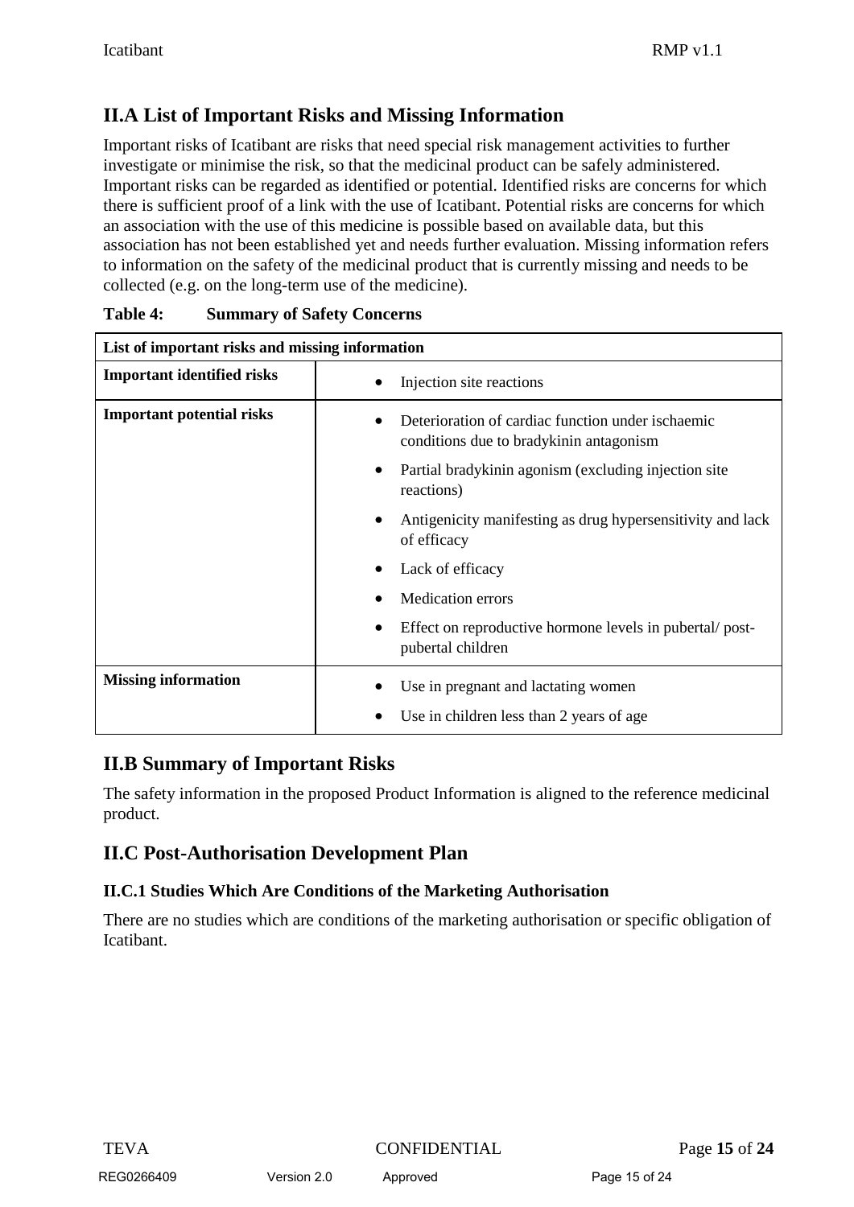## II.A List of Important Risks and Missing Information

Important risks of Icatibant are risks that need special risk management activities to further investigate or minimise the risk, so that the medicinal product can be safely administered. Important risks can be regarded as identified or potential. Identified risks are concerns for which there is sufficient proof of a link with the use of Icatibant. Potential risks are concerns for which an association with the use of this medicine is possible based on available data, but this association has not been established yet and needs further evaluation. Missing information refers to information on the safety of the medicinal product that is currently missing and needs to be collected (e.g. on the long-term use of the medicine).

**Table 4: Summary of Safety Concerns**

| List of important risks and missing information | |
|---|---|
| **Important identified risks** | • Injection site reactions |
| **Important potential risks** | • Deterioration of cardiac function under ischaemic conditions due to bradykinin antagonism<br>• Partial bradykinin agonism (excluding injection site reactions)<br>• Antigenicity manifesting as drug hypersensitivity and lack of efficacy<br>• Lack of efficacy<br>• Medication errors<br>• Effect on reproductive hormone levels in pubertal/ post-pubertal children |
| **Missing information** | • Use in pregnant and lactating women<br>• Use in children less than 2 years of age |

## II.B Summary of Important Risks

The safety information in the proposed Product Information is aligned to the reference medicinal product.

## II.C Post-Authorisation Development Plan

### II.C.1 Studies Which Are Conditions of the Marketing Authorisation

There are no studies which are conditions of the marketing authorisation or specific obligation of Icatibant.